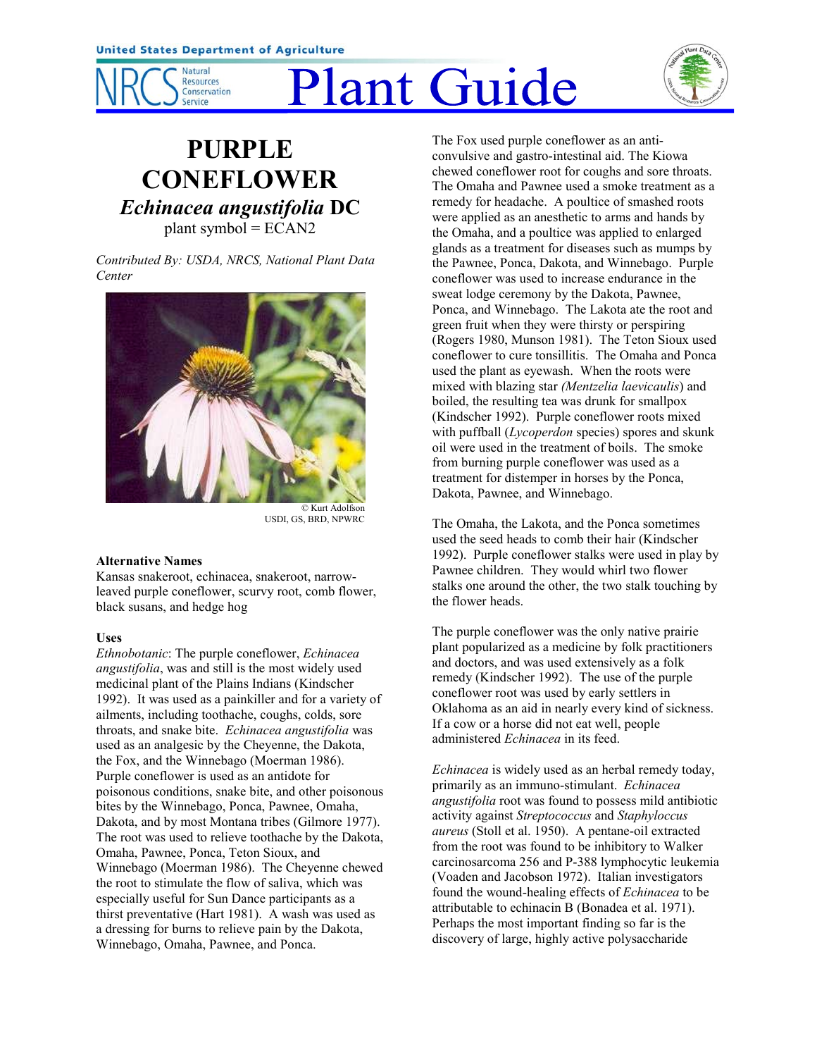# PURPLE CONEFLOWER

## *Echinacea angustifolia* DC

plant symbol = ECAN2

*Contributed By: USDA, NRCS, National Plant Data Center*

© Kurt Adolfson
USDI, GS, BRD, NPWRC

### Alternative Names

Kansas snakeroot, echinacea, snakeroot, narrow-leaved purple coneflower, scurvy root, comb flower, black susans, and hedge hog

### Uses

*Ethnobotanic*: The purple coneflower, *Echinacea angustifolia*, was and still is the most widely used medicinal plant of the Plains Indians (Kindscher 1992). It was used as a painkiller and for a variety of ailments, including toothache, coughs, colds, sore throats, and snake bite. *Echinacea angustifolia* was used as an analgesic by the Cheyenne, the Dakota, the Fox, and the Winnebago (Moerman 1986). Purple coneflower is used as an antidote for poisonous conditions, snake bite, and other poisonous bites by the Winnebago, Ponca, Pawnee, Omaha, Dakota, and by most Montana tribes (Gilmore 1977). The root was used to relieve toothache by the Dakota, Omaha, Pawnee, Ponca, Teton Sioux, and Winnebago (Moerman 1986). The Cheyenne chewed the root to stimulate the flow of saliva, which was especially useful for Sun Dance participants as a thirst preventative (Hart 1981). A wash was used as a dressing for burns to relieve pain by the Dakota, Winnebago, Omaha, Pawnee, and Ponca.

The Fox used purple coneflower as an anti-convulsive and gastro-intestinal aid. The Kiowa chewed coneflower root for coughs and sore throats. The Omaha and Pawnee used a smoke treatment as a remedy for headache. A poultice of smashed roots were applied as an anesthetic to arms and hands by the Omaha, and a poultice was applied to enlarged glands as a treatment for diseases such as mumps by the Pawnee, Ponca, Dakota, and Winnebago. Purple coneflower was used to increase endurance in the sweat lodge ceremony by the Dakota, Pawnee, Ponca, and Winnebago. The Lakota ate the root and green fruit when they were thirsty or perspiring (Rogers 1980, Munson 1981). The Teton Sioux used coneflower to cure tonsillitis. The Omaha and Ponca used the plant as eyewash. When the roots were mixed with blazing star *(Mentzelia laevicaulis)* and boiled, the resulting tea was drunk for smallpox (Kindscher 1992). Purple coneflower roots mixed with puffball (*Lycoperdon* species) spores and skunk oil were used in the treatment of boils. The smoke from burning purple coneflower was used as a treatment for distemper in horses by the Ponca, Dakota, Pawnee, and Winnebago.

The Omaha, the Lakota, and the Ponca sometimes used the seed heads to comb their hair (Kindscher 1992). Purple coneflower stalks were used in play by Pawnee children. They would whirl two flower stalks one around the other, the two stalk touching by the flower heads.

The purple coneflower was the only native prairie plant popularized as a medicine by folk practitioners and doctors, and was used extensively as a folk remedy (Kindscher 1992). The use of the purple coneflower root was used by early settlers in Oklahoma as an aid in nearly every kind of sickness. If a cow or a horse did not eat well, people administered *Echinacea* in its feed.

*Echinacea* is widely used as an herbal remedy today, primarily as an immuno-stimulant. *Echinacea angustifolia* root was found to possess mild antibiotic activity against *Streptococcus* and *Staphyloccus aureus* (Stoll et al. 1950). A pentane-oil extracted from the root was found to be inhibitory to Walker carcinosarcoma 256 and P-388 lymphocytic leukemia (Voaden and Jacobson 1972). Italian investigators found the wound-healing effects of *Echinacea* to be attributable to echinacin B (Bonadea et al. 1971). Perhaps the most important finding so far is the discovery of large, highly active polysaccharide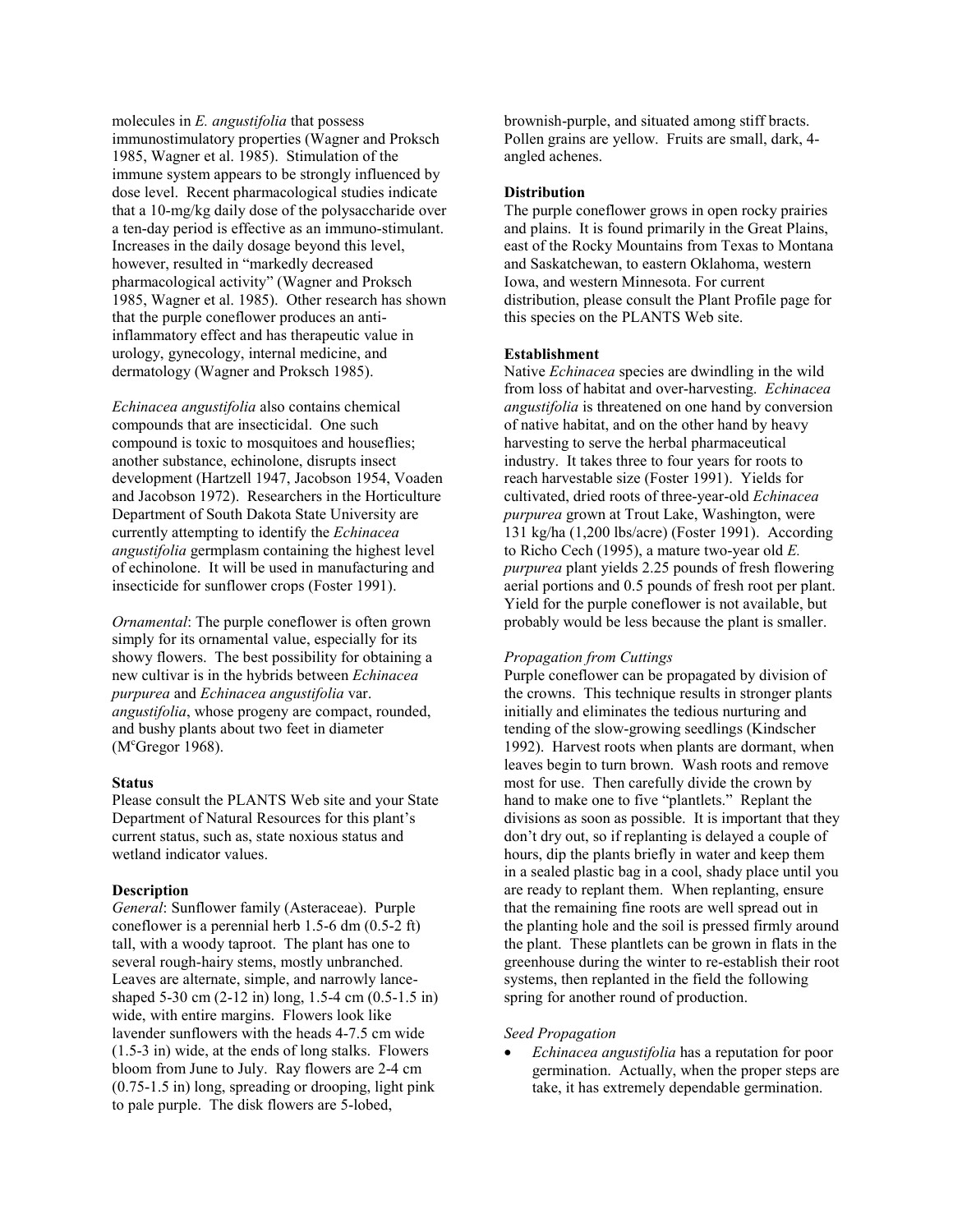molecules in *E. angustifolia* that possess immunostimulatory properties (Wagner and Proksch 1985, Wagner et al. 1985). Stimulation of the immune system appears to be strongly influenced by dose level. Recent pharmacological studies indicate that a 10-mg/kg daily dose of the polysaccharide over a ten-day period is effective as an immuno-stimulant. Increases in the daily dosage beyond this level, however, resulted in "markedly decreased pharmacological activity" (Wagner and Proksch 1985, Wagner et al. 1985). Other research has shown that the purple coneflower produces an anti-inflammatory effect and has therapeutic value in urology, gynecology, internal medicine, and dermatology (Wagner and Proksch 1985).

*Echinacea angustifolia* also contains chemical compounds that are insecticidal. One such compound is toxic to mosquitoes and houseflies; another substance, echinolone, disrupts insect development (Hartzell 1947, Jacobson 1954, Voaden and Jacobson 1972). Researchers in the Horticulture Department of South Dakota State University are currently attempting to identify the *Echinacea angustifolia* germplasm containing the highest level of echinolone. It will be used in manufacturing and insecticide for sunflower crops (Foster 1991).

*Ornamental*: The purple coneflower is often grown simply for its ornamental value, especially for its showy flowers. The best possibility for obtaining a new cultivar is in the hybrids between *Echinacea purpurea* and *Echinacea angustifolia* var. *angustifolia*, whose progeny are compact, rounded, and bushy plants about two feet in diameter (McGregor 1968).

**Status**

Please consult the PLANTS Web site and your State Department of Natural Resources for this plant's current status, such as, state noxious status and wetland indicator values.

**Description**

*General*: Sunflower family (Asteraceae). Purple coneflower is a perennial herb 1.5-6 dm (0.5-2 ft) tall, with a woody taproot. The plant has one to several rough-hairy stems, mostly unbranched. Leaves are alternate, simple, and narrowly lance-shaped 5-30 cm (2-12 in) long, 1.5-4 cm (0.5-1.5 in) wide, with entire margins. Flowers look like lavender sunflowers with the heads 4-7.5 cm wide (1.5-3 in) wide, at the ends of long stalks. Flowers bloom from June to July. Ray flowers are 2-4 cm (0.75-1.5 in) long, spreading or drooping, light pink to pale purple. The disk flowers are 5-lobed, brownish-purple, and situated among stiff bracts. Pollen grains are yellow. Fruits are small, dark, 4-angled achenes.

**Distribution**

The purple coneflower grows in open rocky prairies and plains. It is found primarily in the Great Plains, east of the Rocky Mountains from Texas to Montana and Saskatchewan, to eastern Oklahoma, western Iowa, and western Minnesota. For current distribution, please consult the Plant Profile page for this species on the PLANTS Web site.

**Establishment**

Native *Echinacea* species are dwindling in the wild from loss of habitat and over-harvesting. *Echinacea angustifolia* is threatened on one hand by conversion of native habitat, and on the other hand by heavy harvesting to serve the herbal pharmaceutical industry. It takes three to four years for roots to reach harvestable size (Foster 1991). Yields for cultivated, dried roots of three-year-old *Echinacea purpurea* grown at Trout Lake, Washington, were 131 kg/ha (1,200 lbs/acre) (Foster 1991). According to Richo Cech (1995), a mature two-year old *E. purpurea* plant yields 2.25 pounds of fresh flowering aerial portions and 0.5 pounds of fresh root per plant. Yield for the purple coneflower is not available, but probably would be less because the plant is smaller.

*Propagation from Cuttings*

Purple coneflower can be propagated by division of the crowns. This technique results in stronger plants initially and eliminates the tedious nurturing and tending of the slow-growing seedlings (Kindscher 1992). Harvest roots when plants are dormant, when leaves begin to turn brown. Wash roots and remove most for use. Then carefully divide the crown by hand to make one to five "plantlets." Replant the divisions as soon as possible. It is important that they don't dry out, so if replanting is delayed a couple of hours, dip the plants briefly in water and keep them in a sealed plastic bag in a cool, shady place until you are ready to replant them. When replanting, ensure that the remaining fine roots are well spread out in the planting hole and the soil is pressed firmly around the plant. These plantlets can be grown in flats in the greenhouse during the winter to re-establish their root systems, then replanted in the field the following spring for another round of production.

*Seed Propagation*

- *Echinacea angustifolia* has a reputation for poor germination. Actually, when the proper steps are take, it has extremely dependable germination.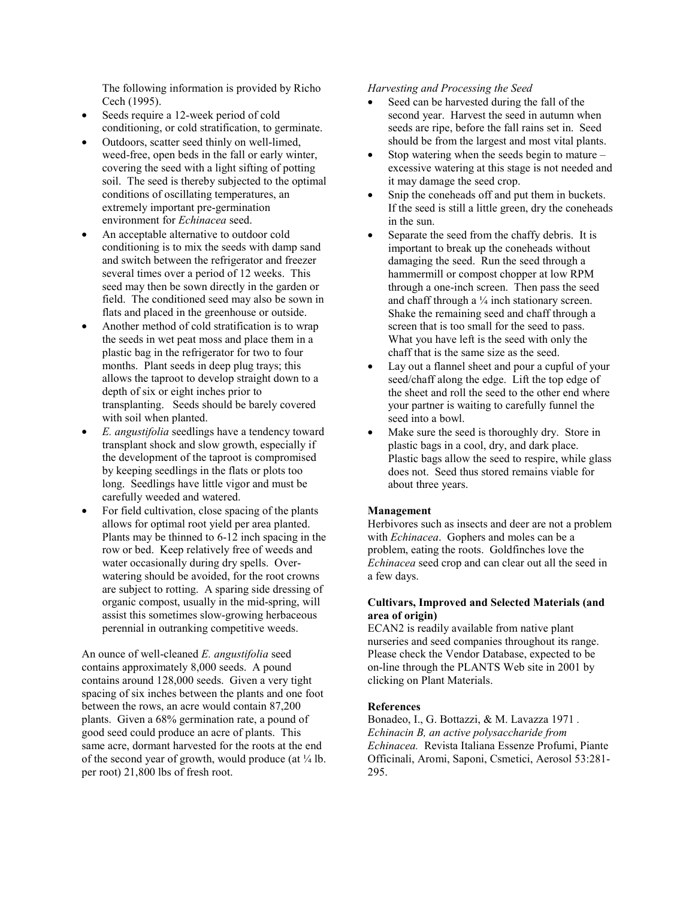The following information is provided by Richo Cech (1995).

- Seeds require a 12-week period of cold conditioning, or cold stratification, to germinate.
- Outdoors, scatter seed thinly on well-limed, weed-free, open beds in the fall or early winter, covering the seed with a light sifting of potting soil. The seed is thereby subjected to the optimal conditions of oscillating temperatures, an extremely important pre-germination environment for *Echinacea* seed.
- An acceptable alternative to outdoor cold conditioning is to mix the seeds with damp sand and switch between the refrigerator and freezer several times over a period of 12 weeks. This seed may then be sown directly in the garden or field. The conditioned seed may also be sown in flats and placed in the greenhouse or outside.
- Another method of cold stratification is to wrap the seeds in wet peat moss and place them in a plastic bag in the refrigerator for two to four months. Plant seeds in deep plug trays; this allows the taproot to develop straight down to a depth of six or eight inches prior to transplanting. Seeds should be barely covered with soil when planted.
- *E. angustifolia* seedlings have a tendency toward transplant shock and slow growth, especially if the development of the taproot is compromised by keeping seedlings in the flats or plots too long. Seedlings have little vigor and must be carefully weeded and watered.
- For field cultivation, close spacing of the plants allows for optimal root yield per area planted. Plants may be thinned to 6-12 inch spacing in the row or bed. Keep relatively free of weeds and water occasionally during dry spells. Over-watering should be avoided, for the root crowns are subject to rotting. A sparing side dressing of organic compost, usually in the mid-spring, will assist this sometimes slow-growing herbaceous perennial in outranking competitive weeds.

An ounce of well-cleaned *E. angustifolia* seed contains approximately 8,000 seeds. A pound contains around 128,000 seeds. Given a very tight spacing of six inches between the plants and one foot between the rows, an acre would contain 87,200 plants. Given a 68% germination rate, a pound of good seed could produce an acre of plants. This same acre, dormant harvested for the roots at the end of the second year of growth, would produce (at ¼ lb. per root) 21,800 lbs of fresh root.

*Harvesting and Processing the Seed*

- Seed can be harvested during the fall of the second year. Harvest the seed in autumn when seeds are ripe, before the fall rains set in. Seed should be from the largest and most vital plants.
- Stop watering when the seeds begin to mature – excessive watering at this stage is not needed and it may damage the seed crop.
- Snip the coneheads off and put them in buckets. If the seed is still a little green, dry the coneheads in the sun.
- Separate the seed from the chaffy debris. It is important to break up the coneheads without damaging the seed. Run the seed through a hammermill or compost chopper at low RPM through a one-inch screen. Then pass the seed and chaff through a ¼ inch stationary screen. Shake the remaining seed and chaff through a screen that is too small for the seed to pass. What you have left is the seed with only the chaff that is the same size as the seed.
- Lay out a flannel sheet and pour a cupful of your seed/chaff along the edge. Lift the top edge of the sheet and roll the seed to the other end where your partner is waiting to carefully funnel the seed into a bowl.
- Make sure the seed is thoroughly dry. Store in plastic bags in a cool, dry, and dark place. Plastic bags allow the seed to respire, while glass does not. Seed thus stored remains viable for about three years.

**Management**

Herbivores such as insects and deer are not a problem with *Echinacea*. Gophers and moles can be a problem, eating the roots. Goldfinches love the *Echinacea* seed crop and can clear out all the seed in a few days.

**Cultivars, Improved and Selected Materials (and area of origin)**

ECAN2 is readily available from native plant nurseries and seed companies throughout its range. Please check the Vendor Database, expected to be on-line through the PLANTS Web site in 2001 by clicking on Plant Materials.

**References**

Bonadeo, I., G. Bottazzi, & M. Lavazza 1971 . *Echinacin B, an active polysaccharide from Echinacea.* Revista Italiana Essenze Profumi, Piante Officinali, Aromi, Saponi, Csmetici, Aerosol 53:281-295.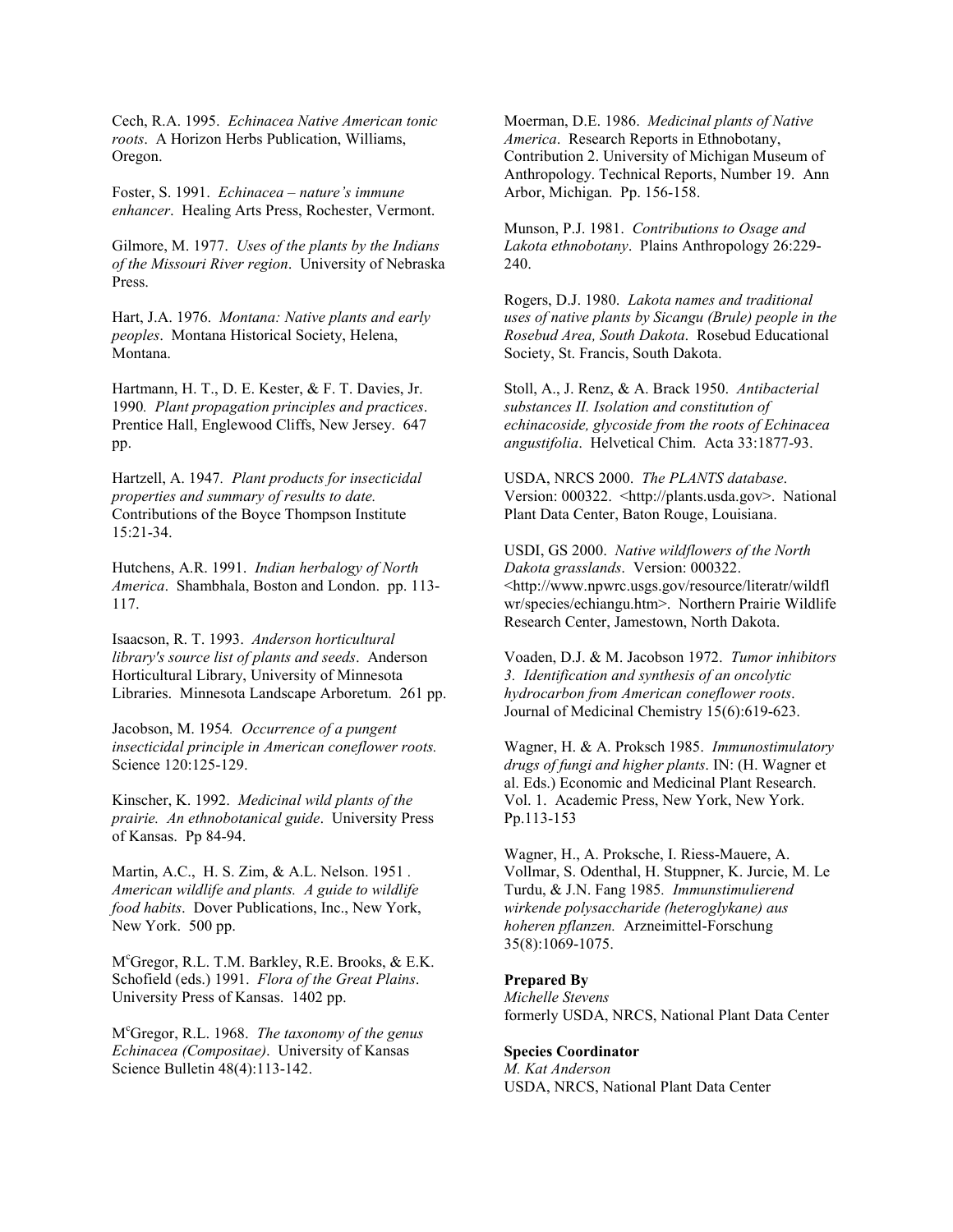Cech, R.A. 1995. *Echinacea Native American tonic roots*. A Horizon Herbs Publication, Williams, Oregon.

Foster, S. 1991. *Echinacea – nature's immune enhancer*. Healing Arts Press, Rochester, Vermont.

Gilmore, M. 1977. *Uses of the plants by the Indians of the Missouri River region*. University of Nebraska Press.

Hart, J.A. 1976. *Montana: Native plants and early peoples*. Montana Historical Society, Helena, Montana.

Hartmann, H. T., D. E. Kester, & F. T. Davies, Jr. 1990*. Plant propagation principles and practices*. Prentice Hall, Englewood Cliffs, New Jersey. 647 pp.

Hartzell, A. 1947*. Plant products for insecticidal properties and summary of results to date.* Contributions of the Boyce Thompson Institute 15:21-34.

Hutchens, A.R. 1991. *Indian herbalogy of North America*. Shambhala, Boston and London. pp. 113-117.

Isaacson, R. T. 1993. *Anderson horticultural library's source list of plants and seeds*. Anderson Horticultural Library, University of Minnesota Libraries. Minnesota Landscape Arboretum. 261 pp.

Jacobson, M. 1954*. Occurrence of a pungent insecticidal principle in American coneflower roots.* Science 120:125-129.

Kinscher, K. 1992. *Medicinal wild plants of the prairie. An ethnobotanical guide*. University Press of Kansas. Pp 84-94.

Martin, A.C., H. S. Zim, & A.L. Nelson. 1951 . *American wildlife and plants. A guide to wildlife food habits*. Dover Publications, Inc., New York, New York. 500 pp.

M[c]Gregor, R.L. T.M. Barkley, R.E. Brooks, & E.K. Schofield (eds.) 1991. *Flora of the Great Plains*. University Press of Kansas. 1402 pp.

M[c]Gregor, R.L. 1968. *The taxonomy of the genus Echinacea (Compositae)*. University of Kansas Science Bulletin 48(4):113-142.

Moerman, D.E. 1986. *Medicinal plants of Native America*. Research Reports in Ethnobotany, Contribution 2. University of Michigan Museum of Anthropology. Technical Reports, Number 19. Ann Arbor, Michigan. Pp. 156-158.

Munson, P.J. 1981. *Contributions to Osage and Lakota ethnobotany*. Plains Anthropology 26:229-240.

Rogers, D.J. 1980. *Lakota names and traditional uses of native plants by Sicangu (Brule) people in the Rosebud Area, South Dakota*. Rosebud Educational Society, St. Francis, South Dakota.

Stoll, A., J. Renz, & A. Brack 1950. *Antibacterial substances II. Isolation and constitution of echinacoside, glycoside from the roots of Echinacea angustifolia*. Helvetical Chim. Acta 33:1877-93.

USDA, NRCS 2000. *The PLANTS database*. Version: 000322. <http://plants.usda.gov>. National Plant Data Center, Baton Rouge, Louisiana.

USDI, GS 2000. *Native wildflowers of the North Dakota grasslands*. Version: 000322. <http://www.npwrc.usgs.gov/resource/literatr/wildflwr/species/echiangu.htm>. Northern Prairie Wildlife Research Center, Jamestown, North Dakota.

Voaden, D.J. & M. Jacobson 1972. *Tumor inhibitors 3. Identification and synthesis of an oncolytic hydrocarbon from American coneflower roots*. Journal of Medicinal Chemistry 15(6):619-623.

Wagner, H. & A. Proksch 1985. *Immunostimulatory drugs of fungi and higher plants*. IN: (H. Wagner et al. Eds.) Economic and Medicinal Plant Research. Vol. 1. Academic Press, New York, New York. Pp.113-153

Wagner, H., A. Proksche, I. Riess-Mauere, A. Vollmar, S. Odenthal, H. Stuppner, K. Jurcie, M. Le Turdu, & J.N. Fang 1985*. Immunstimulierend wirkende polysaccharide (heteroglykane) aus hoheren pflanzen.* Arzneimittel-Forschung 35(8):1069-1075.

**Prepared By**
*Michelle Stevens*
formerly USDA, NRCS, National Plant Data Center

**Species Coordinator**
*M. Kat Anderson*
USDA, NRCS, National Plant Data Center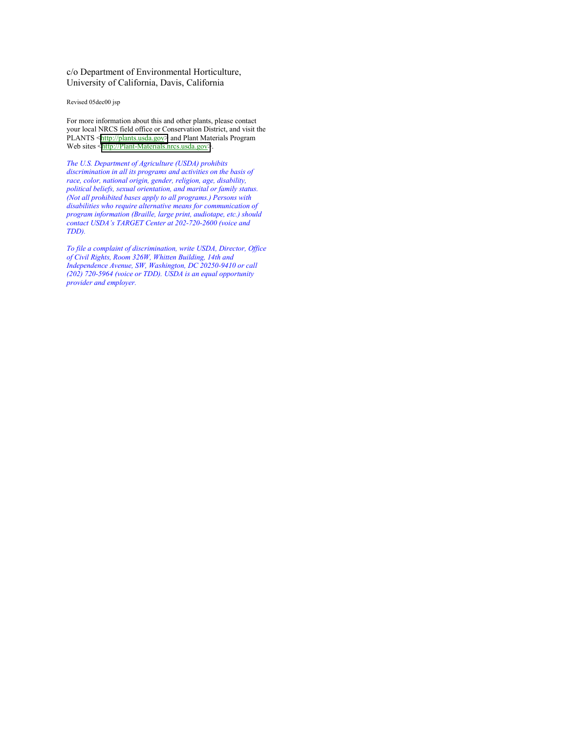c/o Department of Environmental Horticulture, University of California, Davis, California

Revised 05dec00 jsp

For more information about this and other plants, please contact your local NRCS field office or Conservation District, and visit the PLANTS <http://plants.usda.gov> and Plant Materials Program Web sites <http://Plant-Materials.nrcs.usda.gov>.

*The U.S. Department of Agriculture (USDA) prohibits discrimination in all its programs and activities on the basis of race, color, national origin, gender, religion, age, disability, political beliefs, sexual orientation, and marital or family status. (Not all prohibited bases apply to all programs.) Persons with disabilities who require alternative means for communication of program information (Braille, large print, audiotape, etc.) should contact USDA's TARGET Center at 202-720-2600 (voice and TDD).*

*To file a complaint of discrimination, write USDA, Director, Office of Civil Rights, Room 326W, Whitten Building, 14th and Independence Avenue, SW, Washington, DC 20250-9410 or call (202) 720-5964 (voice or TDD). USDA is an equal opportunity provider and employer.*